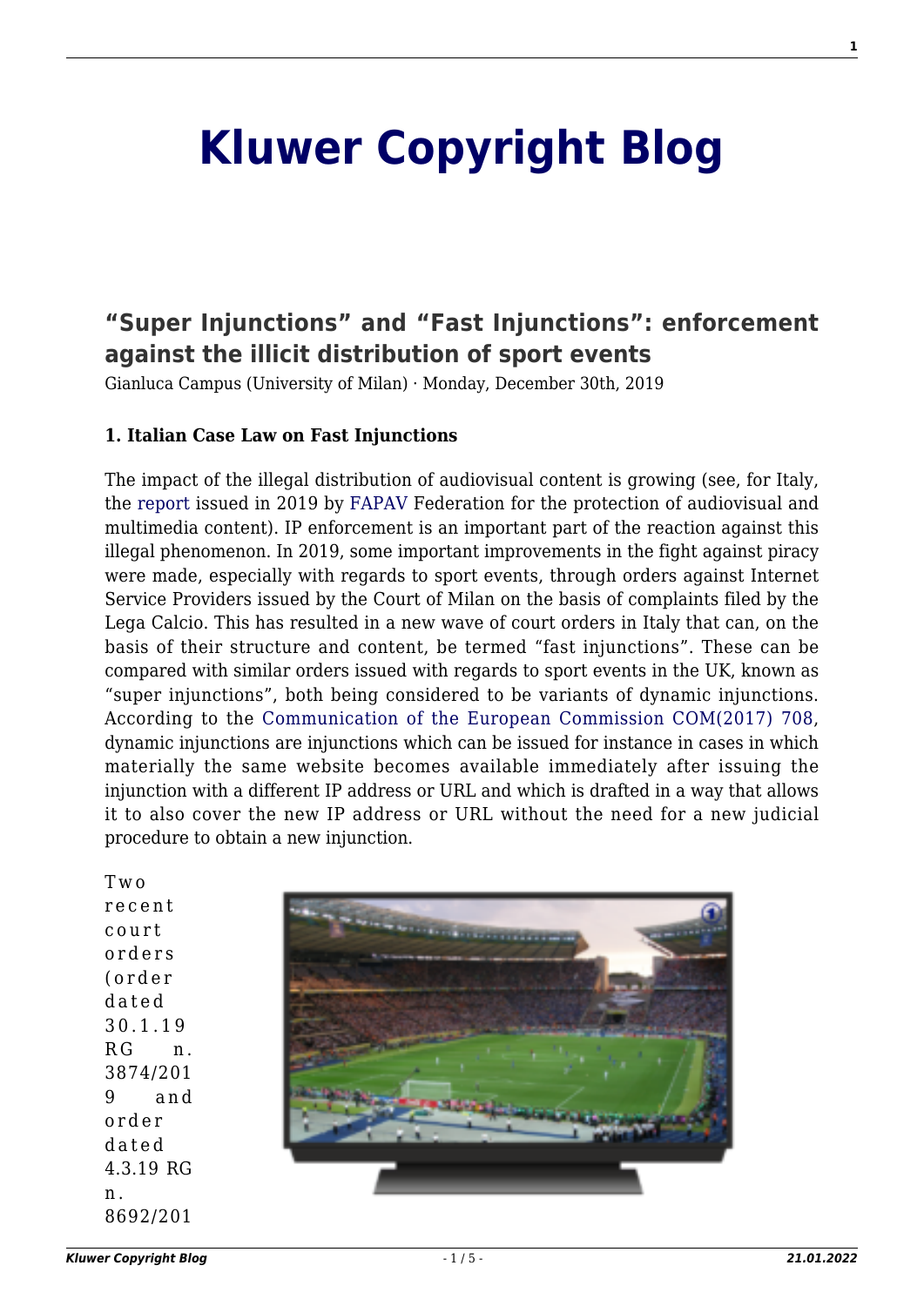# Kluwer Copyright Blog

## "Super Injunctions" and "Fast Injunctions": enforcement against the illicit distribution of sport events

Gianluca Campus (University of Milan) · Monday, December 30th, 2019

**1. Italian Case Law on Fast Injunctions**

The impact of the illegal distribution of audiovisual content is growing (see, for Italy, the report issued in 2019 by FAPAV Federation for the protection of audiovisual and multimedia content). IP enforcement is an important part of the reaction against this illegal phenomenon. In 2019, some important improvements in the fight against piracy were made, especially with regards to sport events, through orders against Internet Service Providers issued by the Court of Milan on the basis of complaints filed by the Lega Calcio. This has resulted in a new wave of court orders in Italy that can, on the basis of their structure and content, be termed "fast injunctions". These can be compared with similar orders issued with regards to sport events in the UK, known as "super injunctions", both being considered to be variants of dynamic injunctions. According to the Communication of the European Commission COM(2017) 708, dynamic injunctions are injunctions which can be issued for instance in cases in which materially the same website becomes available immediately after issuing the injunction with a different IP address or URL and which is drafted in a way that allows it to also cover the new IP address or URL without the need for a new judicial procedure to obtain a new injunction.

Two recent court orders (order dated 30.1.19 RG n. 3874/2019 and order dated 4.3.19 RG n. 8692/201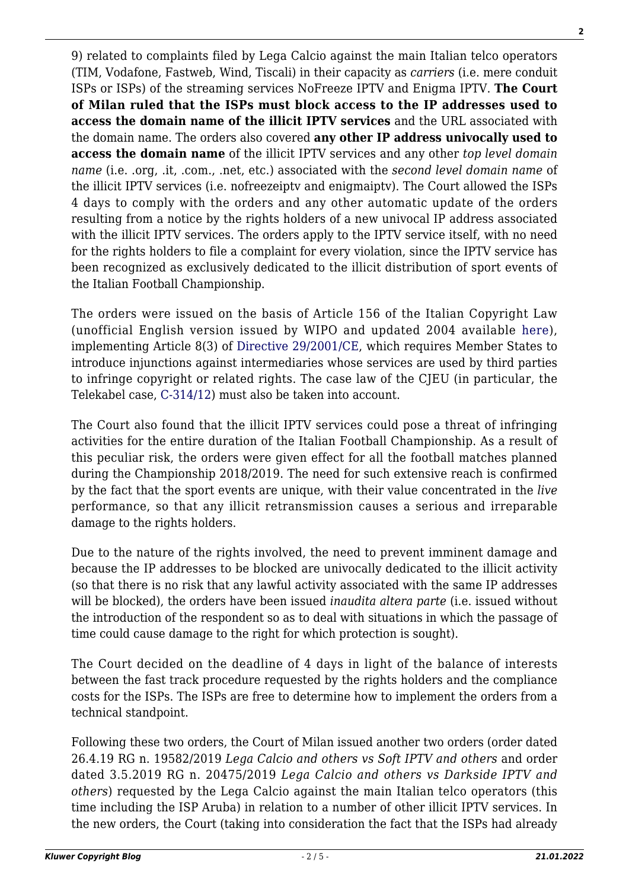9) related to complaints filed by Lega Calcio against the main Italian telco operators (TIM, Vodafone, Fastweb, Wind, Tiscali) in their capacity as *carriers* (i.e. mere conduit ISPs or ISPs) of the streaming services NoFreeze IPTV and Enigma IPTV. **The Court of Milan ruled that the ISPs must block access to the IP addresses used to access the domain name of the illicit IPTV services** and the URL associated with the domain name. The orders also covered **any other IP address univocally used to access the domain name** of the illicit IPTV services and any other *top level domain name* (i.e. .org, .it, .com., .net, etc.) associated with the *second level domain name* of the illicit IPTV services (i.e. nofreezeiptv and enigmaiptv). The Court allowed the ISPs 4 days to comply with the orders and any other automatic update of the orders resulting from a notice by the rights holders of a new univocal IP address associated with the illicit IPTV services. The orders apply to the IPTV service itself, with no need for the rights holders to file a complaint for every violation, since the IPTV service has been recognized as exclusively dedicated to the illicit distribution of sport events of the Italian Football Championship.

The orders were issued on the basis of Article 156 of the Italian Copyright Law (unofficial English version issued by WIPO and updated 2004 available here), implementing Article 8(3) of Directive 29/2001/CE, which requires Member States to introduce injunctions against intermediaries whose services are used by third parties to infringe copyright or related rights. The case law of the CJEU (in particular, the Telekabel case, C-314/12) must also be taken into account.

The Court also found that the illicit IPTV services could pose a threat of infringing activities for the entire duration of the Italian Football Championship. As a result of this peculiar risk, the orders were given effect for all the football matches planned during the Championship 2018/2019. The need for such extensive reach is confirmed by the fact that the sport events are unique, with their value concentrated in the *live* performance, so that any illicit retransmission causes a serious and irreparable damage to the rights holders.

Due to the nature of the rights involved, the need to prevent imminent damage and because the IP addresses to be blocked are univocally dedicated to the illicit activity (so that there is no risk that any lawful activity associated with the same IP addresses will be blocked), the orders have been issued *inaudita altera parte* (i.e. issued without the introduction of the respondent so as to deal with situations in which the passage of time could cause damage to the right for which protection is sought).

The Court decided on the deadline of 4 days in light of the balance of interests between the fast track procedure requested by the rights holders and the compliance costs for the ISPs. The ISPs are free to determine how to implement the orders from a technical standpoint.

Following these two orders, the Court of Milan issued another two orders (order dated 26.4.19 RG n. 19582/2019 *Lega Calcio and others vs Soft IPTV and others* and order dated 3.5.2019 RG n. 20475/2019 *Lega Calcio and others vs Darkside IPTV and others*) requested by the Lega Calcio against the main Italian telco operators (this time including the ISP Aruba) in relation to a number of other illicit IPTV services. In the new orders, the Court (taking into consideration the fact that the ISPs had already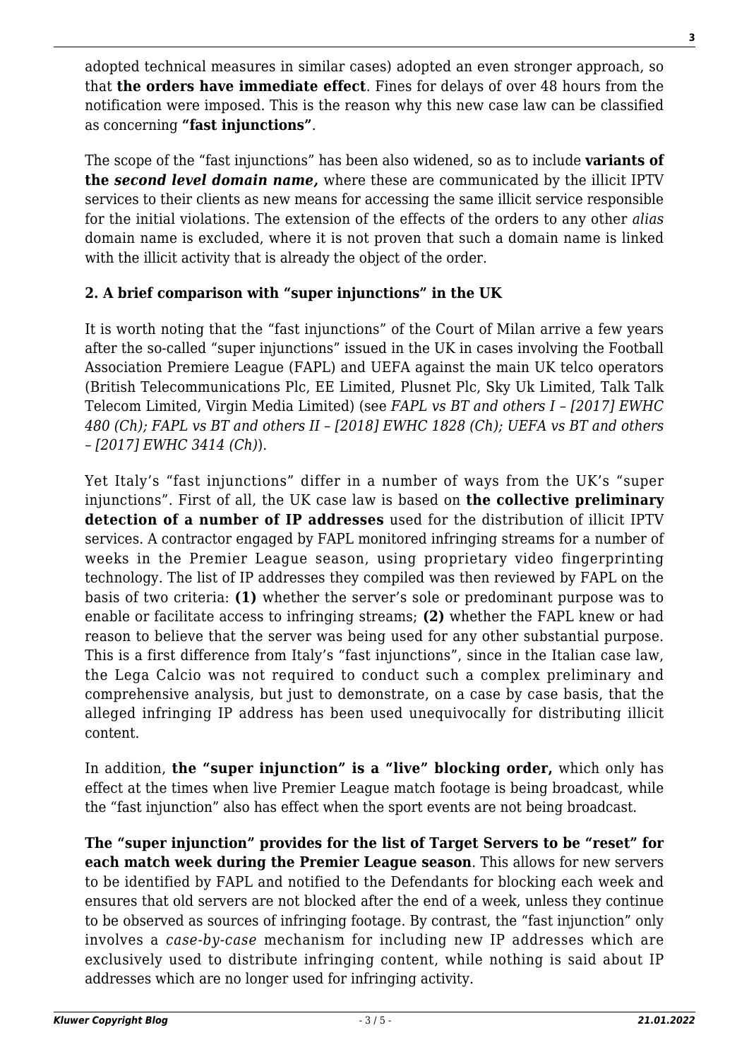adopted technical measures in similar cases) adopted an even stronger approach, so that **the orders have immediate effect**. Fines for delays of over 48 hours from the notification were imposed. This is the reason why this new case law can be classified as concerning **"fast injunctions"**.

The scope of the "fast injunctions" has been also widened, so as to include **variants of the *second level domain name*,** where these are communicated by the illicit IPTV services to their clients as new means for accessing the same illicit service responsible for the initial violations. The extension of the effects of the orders to any other *alias* domain name is excluded, where it is not proven that such a domain name is linked with the illicit activity that is already the object of the order.

## 2. A brief comparison with "super injunctions" in the UK

It is worth noting that the "fast injunctions" of the Court of Milan arrive a few years after the so-called "super injunctions" issued in the UK in cases involving the Football Association Premiere League (FAPL) and UEFA against the main UK telco operators (British Telecommunications Plc, EE Limited, Plusnet Plc, Sky Uk Limited, Talk Talk Telecom Limited, Virgin Media Limited) (see *FAPL vs BT and others I – [2017] EWHC 480 (Ch); FAPL vs BT and others II – [2018] EWHC 1828 (Ch); UEFA vs BT and others – [2017] EWHC 3414 (Ch)*).

Yet Italy's "fast injunctions" differ in a number of ways from the UK's "super injunctions". First of all, the UK case law is based on **the collective preliminary detection of a number of IP addresses** used for the distribution of illicit IPTV services. A contractor engaged by FAPL monitored infringing streams for a number of weeks in the Premier League season, using proprietary video fingerprinting technology. The list of IP addresses they compiled was then reviewed by FAPL on the basis of two criteria: **(1)** whether the server's sole or predominant purpose was to enable or facilitate access to infringing streams; **(2)** whether the FAPL knew or had reason to believe that the server was being used for any other substantial purpose. This is a first difference from Italy's "fast injunctions", since in the Italian case law, the Lega Calcio was not required to conduct such a complex preliminary and comprehensive analysis, but just to demonstrate, on a case by case basis, that the alleged infringing IP address has been used unequivocally for distributing illicit content.

In addition, **the "super injunction" is a "live" blocking order,** which only has effect at the times when live Premier League match footage is being broadcast, while the "fast injunction" also has effect when the sport events are not being broadcast.

**The "super injunction" provides for the list of Target Servers to be "reset" for each match week during the Premier League season**. This allows for new servers to be identified by FAPL and notified to the Defendants for blocking each week and ensures that old servers are not blocked after the end of a week, unless they continue to be observed as sources of infringing footage. By contrast, the "fast injunction" only involves a *case-by-case* mechanism for including new IP addresses which are exclusively used to distribute infringing content, while nothing is said about IP addresses which are no longer used for infringing activity.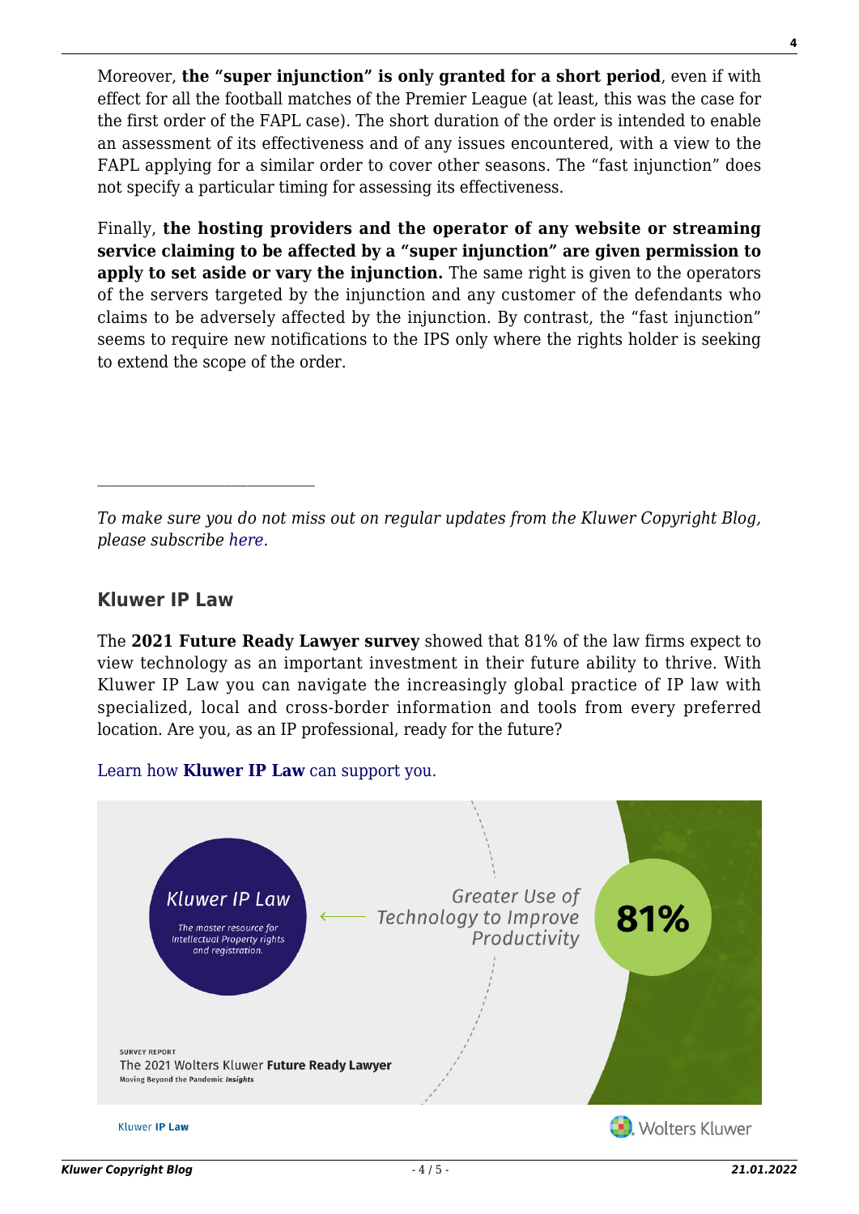Moreover, **the "super injunction" is only granted for a short period**, even if with effect for all the football matches of the Premier League (at least, this was the case for the first order of the FAPL case). The short duration of the order is intended to enable an assessment of its effectiveness and of any issues encountered, with a view to the FAPL applying for a similar order to cover other seasons. The "fast injunction" does not specify a particular timing for assessing its effectiveness.

Finally, **the hosting providers and the operator of any website or streaming service claiming to be affected by a "super injunction" are given permission to apply to set aside or vary the injunction.** The same right is given to the operators of the servers targeted by the injunction and any customer of the defendants who claims to be adversely affected by the injunction. By contrast, the "fast injunction" seems to require new notifications to the IPS only where the rights holder is seeking to extend the scope of the order.

---

*To make sure you do not miss out on regular updates from the Kluwer Copyright Blog, please subscribe here.*

## Kluwer IP Law

The **2021 Future Ready Lawyer survey** showed that 81% of the law firms expect to view technology as an important investment in their future ability to thrive. With Kluwer IP Law you can navigate the increasingly global practice of IP law with specialized, local and cross-border information and tools from every preferred location. Are you, as an IP professional, ready for the future?

Learn how **Kluwer IP Law** can support you.

Kluwer IP Law

The master resource for Intellectual Property rights and registration.

Greater Use of Technology to Improve Productivity

81%

SURVEY REPORT
The 2021 Wolters Kluwer **Future Ready Lawyer**
Moving Beyond the Pandemic *Insights*

Kluwer **IP Law**

Wolters Kluwer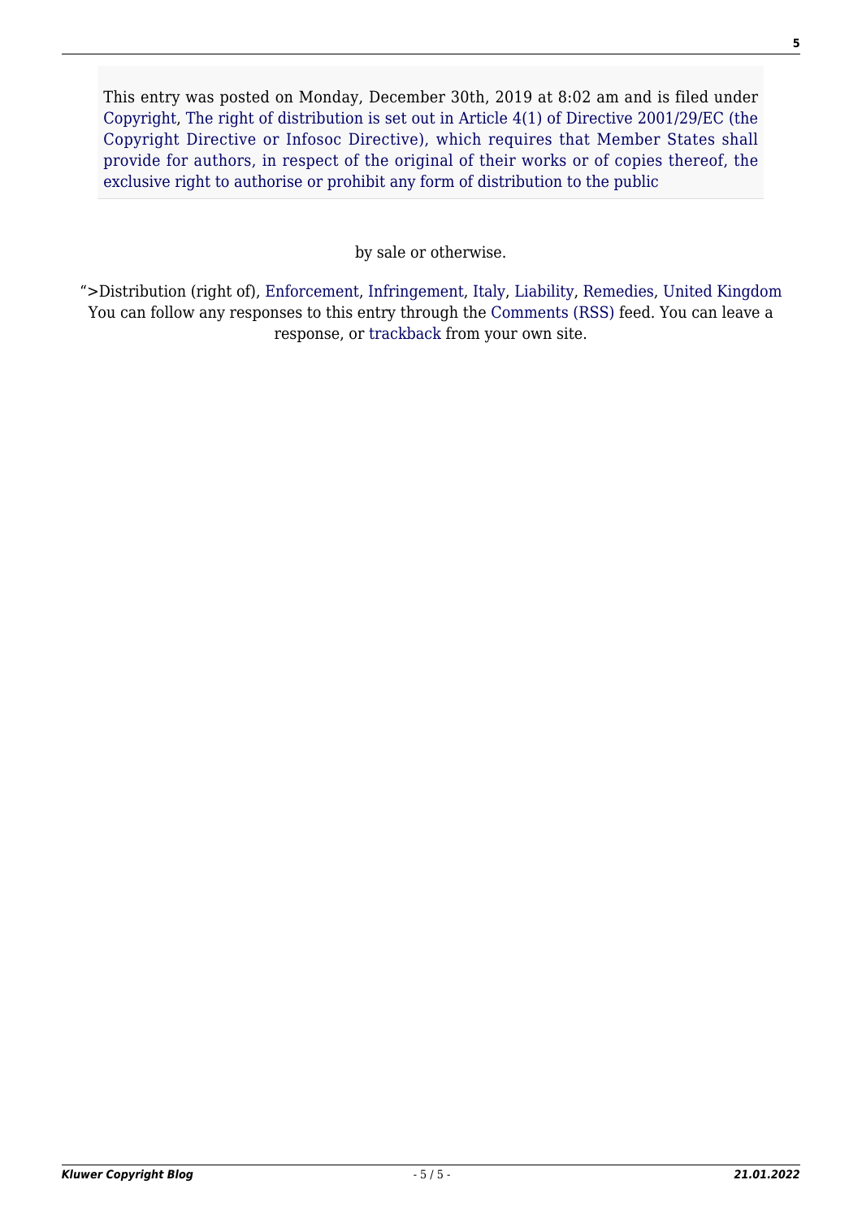This entry was posted on Monday, December 30th, 2019 at 8:02 am and is filed under Copyright, The right of distribution is set out in Article 4(1) of Directive 2001/29/EC (the Copyright Directive or Infosoc Directive), which requires that Member States shall provide for authors, in respect of the original of their works or of copies thereof, the exclusive right to authorise or prohibit any form of distribution to the public

by sale or otherwise.

">Distribution (right of), Enforcement, Infringement, Italy, Liability, Remedies, United Kingdom
You can follow any responses to this entry through the Comments (RSS) feed. You can leave a response, or trackback from your own site.